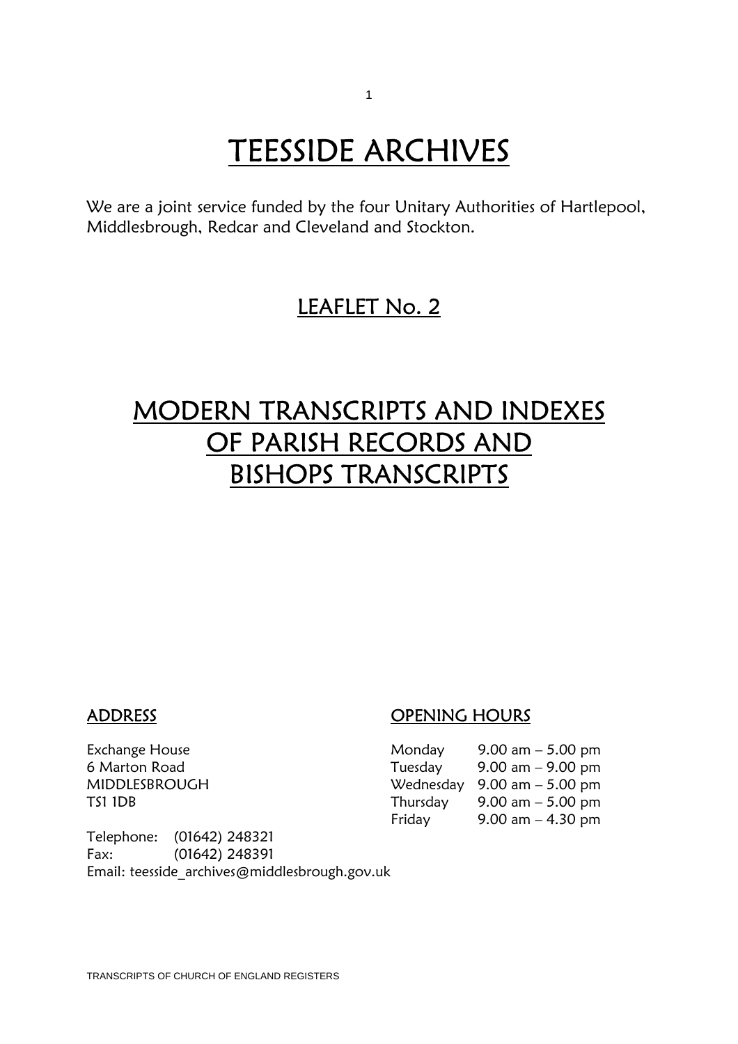# TEESSIDE ARCHIVES

We are a joint service funded by the four Unitary Authorities of Hartlepool, Middlesbrough, Redcar and Cleveland and Stockton.

## LEAFLET No. 2

# MODERN TRANSCRIPTS AND INDEXES OF PARISH RECORDS AND BISHOPS TRANSCRIPTS

### ADDRESS

Exchange House
6 Marton Road
MIDDLESBROUGH
TS1 1DB

Telephone: (01642) 248321
Fax: (01642) 248391
Email: teesside_archives@middlesbrough.gov.uk

### OPENING HOURS

| | |
|---|---|
| Monday | 9.00 am – 5.00 pm |
| Tuesday | 9.00 am – 9.00 pm |
| Wednesday | 9.00 am – 5.00 pm |
| Thursday | 9.00 am – 5.00 pm |
| Friday | 9.00 am – 4.30 pm |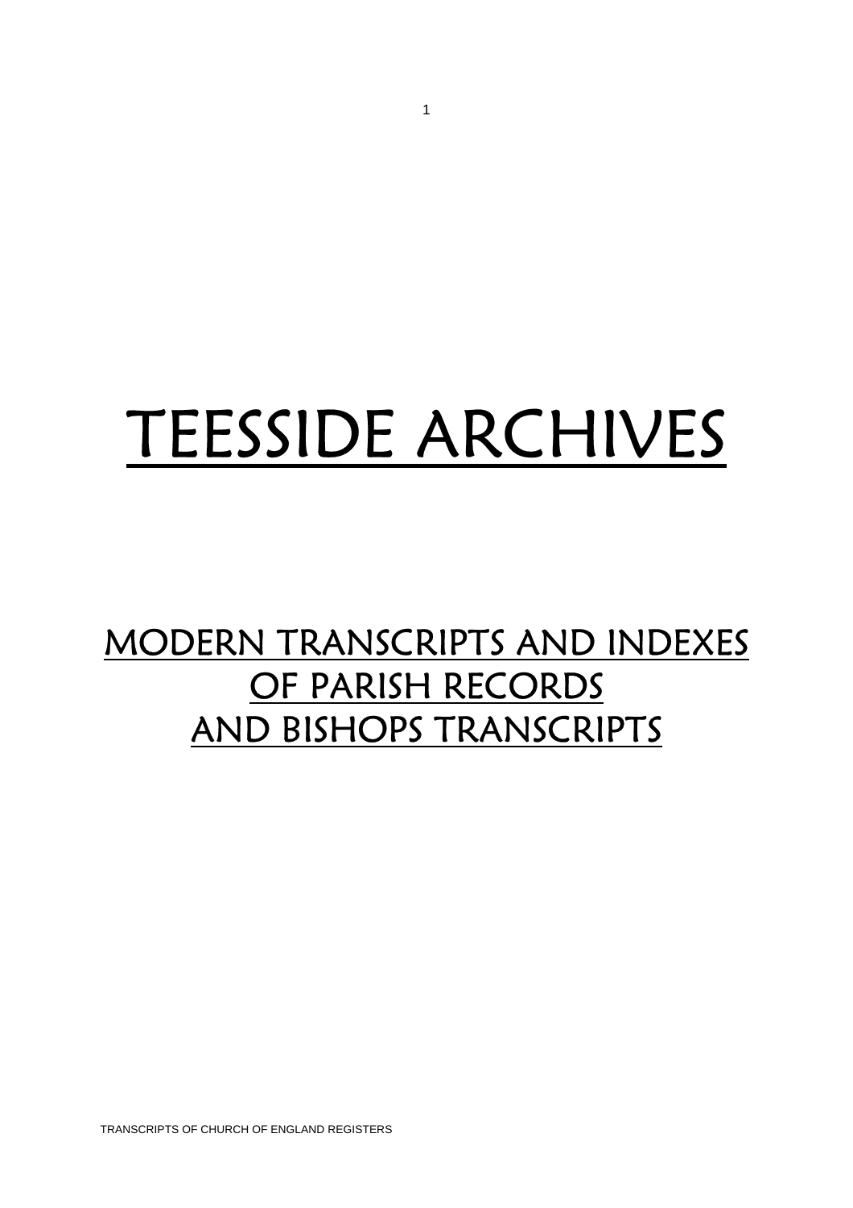# TEESSIDE ARCHIVES

## MODERN TRANSCRIPTS AND INDEXES OF PARISH RECORDS AND BISHOPS TRANSCRIPTS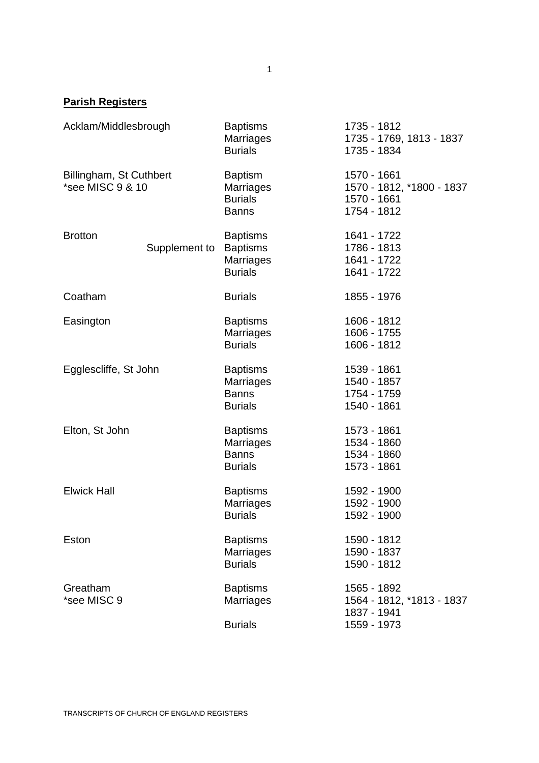## **Parish Registers**

| Parish | Register | Dates |
|---|---|---|
| Acklam/Middlesbrough | Baptisms | 1735 - 1812 |
| | Marriages | 1735 - 1769, 1813 - 1837 |
| | Burials | 1735 - 1834 |
| Billingham, St Cuthbert | Baptism | 1570 - 1661 |
| *see MISC 9 & 10 | Marriages | 1570 - 1812, *1800 - 1837 |
| | Burials | 1570 - 1661 |
| | Banns | 1754 - 1812 |
| Brotton | Baptisms | 1641 - 1722 |
| Supplement to | Baptisms | 1786 - 1813 |
| | Marriages | 1641 - 1722 |
| | Burials | 1641 - 1722 |
| Coatham | Burials | 1855 - 1976 |
| Easington | Baptisms | 1606 - 1812 |
| | Marriages | 1606 - 1755 |
| | Burials | 1606 - 1812 |
| Egglescliffe, St John | Baptisms | 1539 - 1861 |
| | Marriages | 1540 - 1857 |
| | Banns | 1754 - 1759 |
| | Burials | 1540 - 1861 |
| Elton, St John | Baptisms | 1573 - 1861 |
| | Marriages | 1534 - 1860 |
| | Banns | 1534 - 1860 |
| | Burials | 1573 - 1861 |
| Elwick Hall | Baptisms | 1592 - 1900 |
| | Marriages | 1592 - 1900 |
| | Burials | 1592 - 1900 |
| Eston | Baptisms | 1590 - 1812 |
| | Marriages | 1590 - 1837 |
| | Burials | 1590 - 1812 |
| Greatham | Baptisms | 1565 - 1892 |
| *see MISC 9 | Marriages | 1564 - 1812, *1813 - 1837 |
| | | 1837 - 1941 |
| | Burials | 1559 - 1973 |

TRANSCRIPTS OF CHURCH OF ENGLAND REGISTERS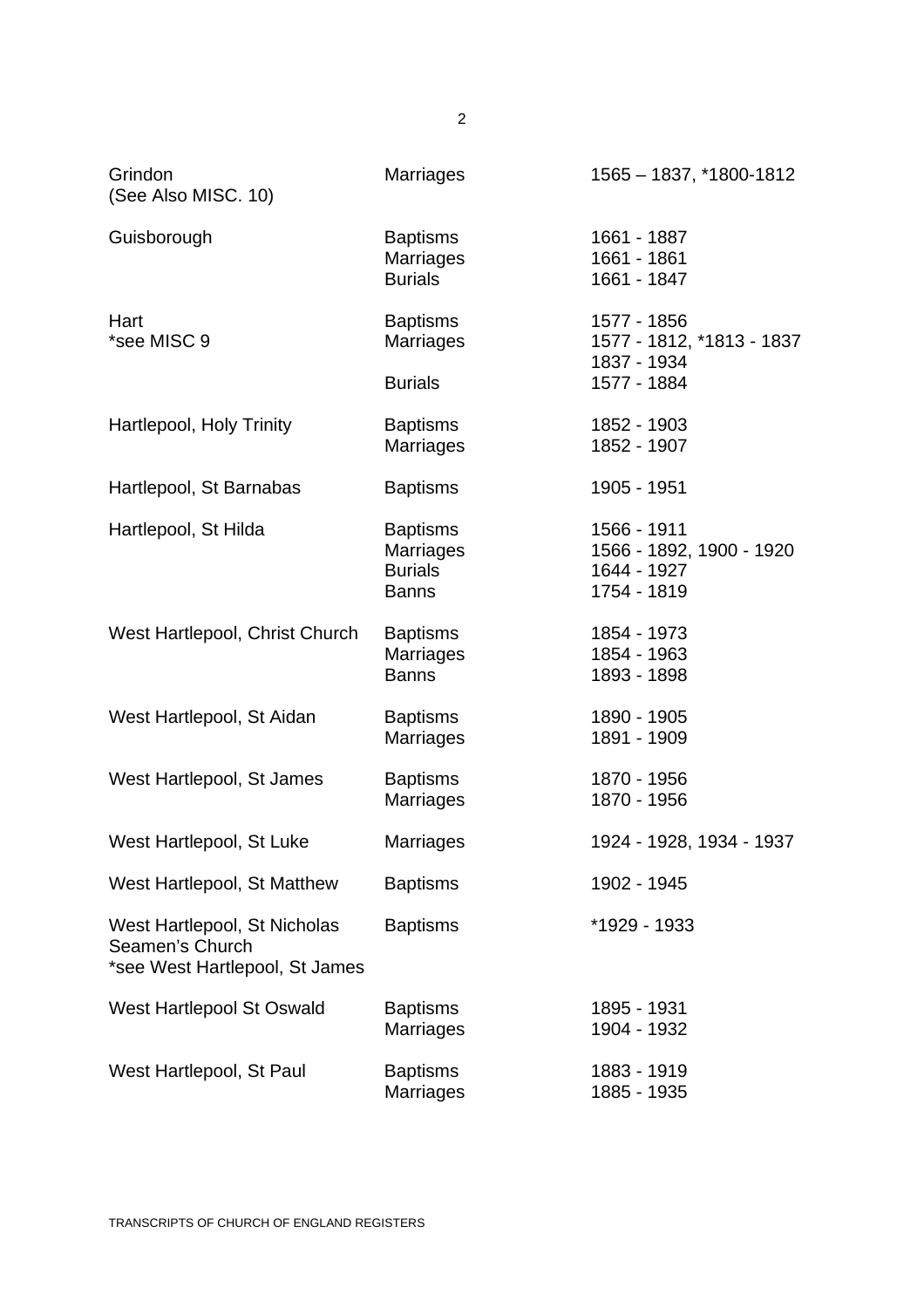| | | |
|---|---|---|
| Grindon<br>(See Also MISC. 10) | Marriages | 1565 – 1837, *1800-1812 |
| Guisborough | Baptisms<br>Marriages<br>Burials | 1661 - 1887<br>1661 - 1861<br>1661 - 1847 |
| Hart<br>*see MISC 9 | Baptisms<br>Marriages<br><br>Burials | 1577 - 1856<br>1577 - 1812, *1813 - 1837<br>1837 - 1934<br>1577 - 1884 |
| Hartlepool, Holy Trinity | Baptisms<br>Marriages | 1852 - 1903<br>1852 - 1907 |
| Hartlepool, St Barnabas | Baptisms | 1905 - 1951 |
| Hartlepool, St Hilda | Baptisms<br>Marriages<br>Burials<br>Banns | 1566 - 1911<br>1566 - 1892, 1900 - 1920<br>1644 - 1927<br>1754 - 1819 |
| West Hartlepool, Christ Church | Baptisms<br>Marriages<br>Banns | 1854 - 1973<br>1854 - 1963<br>1893 - 1898 |
| West Hartlepool, St Aidan | Baptisms<br>Marriages | 1890 - 1905<br>1891 - 1909 |
| West Hartlepool, St James | Baptisms<br>Marriages | 1870 - 1956<br>1870 - 1956 |
| West Hartlepool, St Luke | Marriages | 1924 - 1928, 1934 - 1937 |
| West Hartlepool, St Matthew | Baptisms | 1902 - 1945 |
| West Hartlepool, St Nicholas<br>Seamen's Church<br>*see West Hartlepool, St James | Baptisms | *1929 - 1933 |
| West Hartlepool St Oswald | Baptisms<br>Marriages | 1895 - 1931<br>1904 - 1932 |
| West Hartlepool, St Paul | Baptisms<br>Marriages | 1883 - 1919<br>1885 - 1935 |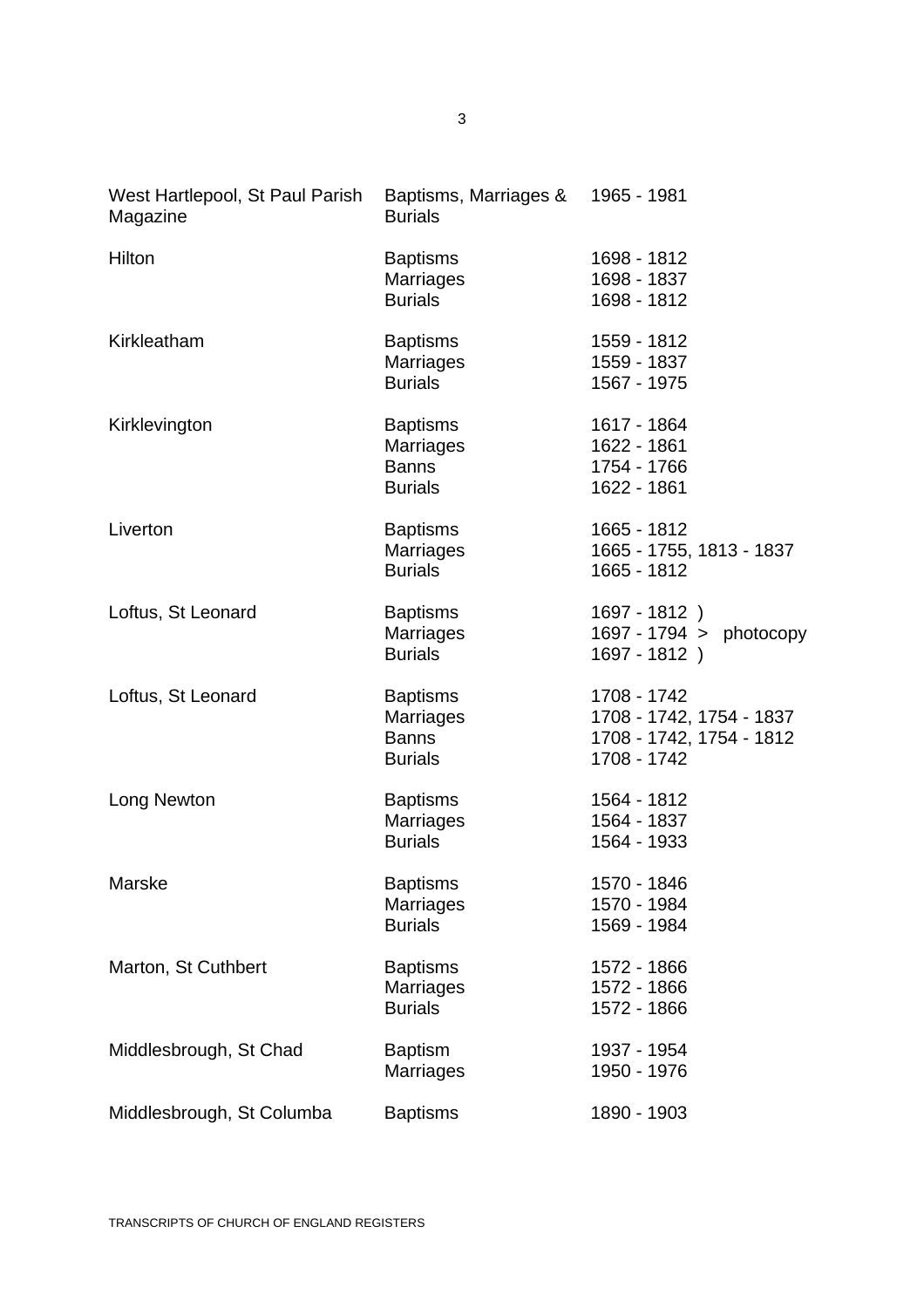| | | |
|---|---|---|
| West Hartlepool, St Paul Parish Magazine | Baptisms, Marriages & Burials | 1965 - 1981 |
| Hilton | Baptisms | 1698 - 1812 |
| | Marriages | 1698 - 1837 |
| | Burials | 1698 - 1812 |
| Kirkleatham | Baptisms | 1559 - 1812 |
| | Marriages | 1559 - 1837 |
| | Burials | 1567 - 1975 |
| Kirklevington | Baptisms | 1617 - 1864 |
| | Marriages | 1622 - 1861 |
| | Banns | 1754 - 1766 |
| | Burials | 1622 - 1861 |
| Liverton | Baptisms | 1665 - 1812 |
| | Marriages | 1665 - 1755, 1813 - 1837 |
| | Burials | 1665 - 1812 |
| Loftus, St Leonard | Baptisms | 1697 - 1812 ) |
| | Marriages | 1697 - 1794 > photocopy |
| | Burials | 1697 - 1812 ) |
| Loftus, St Leonard | Baptisms | 1708 - 1742 |
| | Marriages | 1708 - 1742, 1754 - 1837 |
| | Banns | 1708 - 1742, 1754 - 1812 |
| | Burials | 1708 - 1742 |
| Long Newton | Baptisms | 1564 - 1812 |
| | Marriages | 1564 - 1837 |
| | Burials | 1564 - 1933 |
| Marske | Baptisms | 1570 - 1846 |
| | Marriages | 1570 - 1984 |
| | Burials | 1569 - 1984 |
| Marton, St Cuthbert | Baptisms | 1572 - 1866 |
| | Marriages | 1572 - 1866 |
| | Burials | 1572 - 1866 |
| Middlesbrough, St Chad | Baptism | 1937 - 1954 |
| | Marriages | 1950 - 1976 |
| Middlesbrough, St Columba | Baptisms | 1890 - 1903 |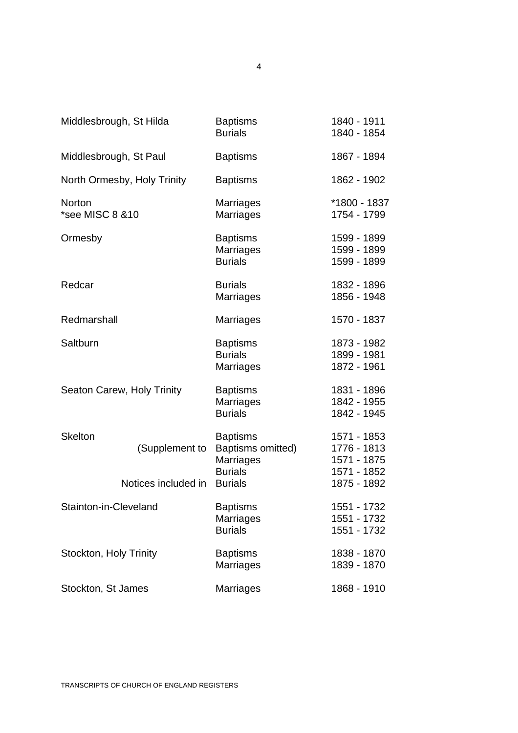| | | |
|---|---|---|
| Middlesbrough, St Hilda | Baptisms | 1840 - 1911 |
| | Burials | 1840 - 1854 |
| Middlesbrough, St Paul | Baptisms | 1867 - 1894 |
| North Ormesby, Holy Trinity | Baptisms | 1862 - 1902 |
| Norton | Marriages | *1800 - 1837 |
| *see MISC 8 &10 | Marriages | 1754 - 1799 |
| Ormesby | Baptisms | 1599 - 1899 |
| | Marriages | 1599 - 1899 |
| | Burials | 1599 - 1899 |
| Redcar | Burials | 1832 - 1896 |
| | Marriages | 1856 - 1948 |
| Redmarshall | Marriages | 1570 - 1837 |
| Saltburn | Baptisms | 1873 - 1982 |
| | Burials | 1899 - 1981 |
| | Marriages | 1872 - 1961 |
| Seaton Carew, Holy Trinity | Baptisms | 1831 - 1896 |
| | Marriages | 1842 - 1955 |
| | Burials | 1842 - 1945 |
| Skelton | Baptisms | 1571 - 1853 |
| (Supplement to | Baptisms omitted) | 1776 - 1813 |
| | Marriages | 1571 - 1875 |
| | Burials | 1571 - 1852 |
| Notices included in | Burials | 1875 - 1892 |
| Stainton-in-Cleveland | Baptisms | 1551 - 1732 |
| | Marriages | 1551 - 1732 |
| | Burials | 1551 - 1732 |
| Stockton, Holy Trinity | Baptisms | 1838 - 1870 |
| | Marriages | 1839 - 1870 |
| Stockton, St James | Marriages | 1868 - 1910 |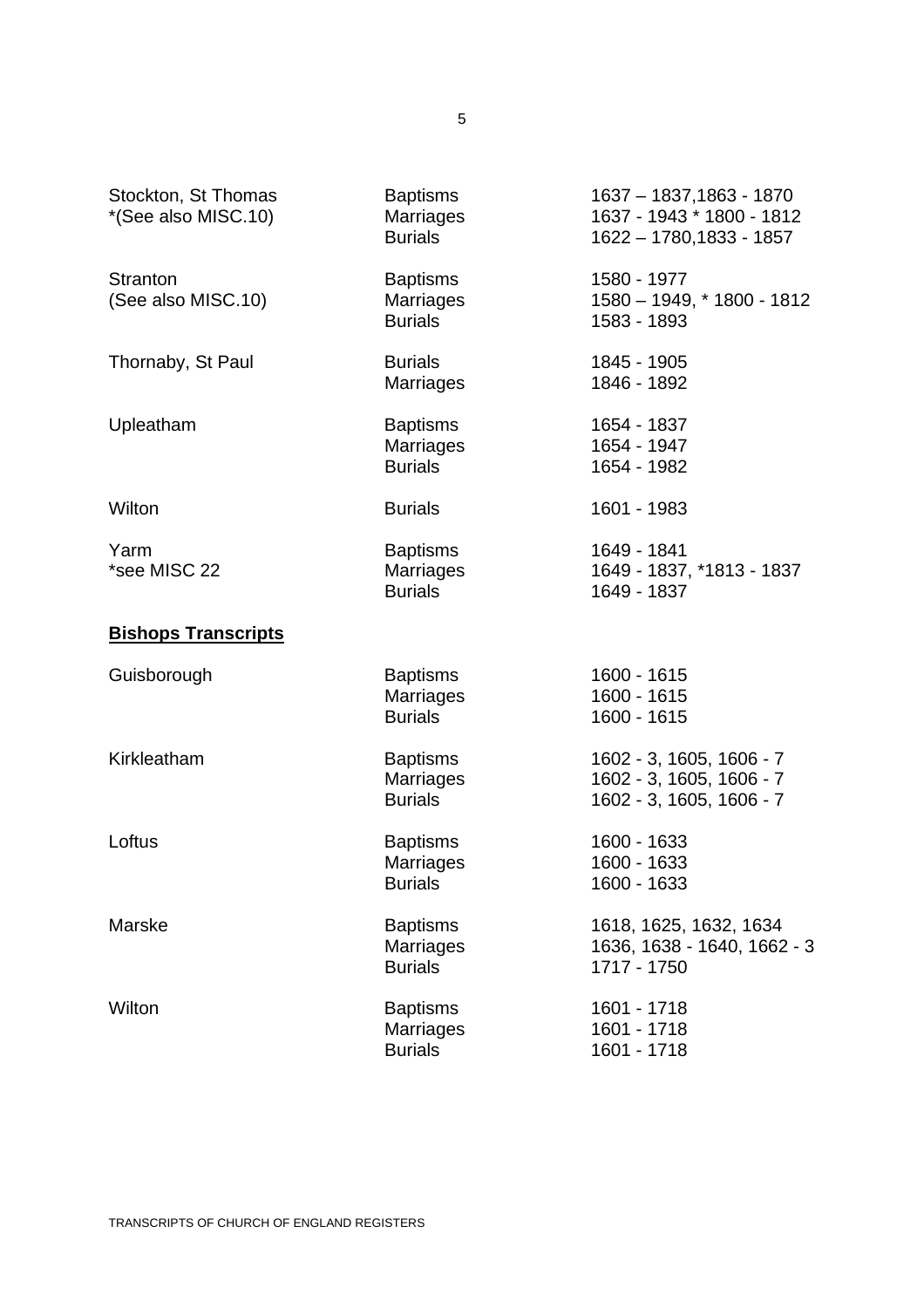| | | |
|---|---|---|
| Stockton, St Thomas *(See also MISC.10) | Baptisms | 1637 – 1837,1863 - 1870 |
| | Marriages | 1637 - 1943 * 1800 - 1812 |
| | Burials | 1622 – 1780,1833 - 1857 |
| Stranton (See also MISC.10) | Baptisms | 1580 - 1977 |
| | Marriages | 1580 – 1949, * 1800 - 1812 |
| | Burials | 1583 - 1893 |
| Thornaby, St Paul | Burials | 1845 - 1905 |
| | Marriages | 1846 - 1892 |
| Upleatham | Baptisms | 1654 - 1837 |
| | Marriages | 1654 - 1947 |
| | Burials | 1654 - 1982 |
| Wilton | Burials | 1601 - 1983 |
| Yarm *see MISC 22 | Baptisms | 1649 - 1841 |
| | Marriages | 1649 - 1837, *1813 - 1837 |
| | Burials | 1649 - 1837 |

**Bishops Transcripts**

| | | |
|---|---|---|
| Guisborough | Baptisms | 1600 - 1615 |
| | Marriages | 1600 - 1615 |
| | Burials | 1600 - 1615 |
| Kirkleatham | Baptisms | 1602 - 3, 1605, 1606 - 7 |
| | Marriages | 1602 - 3, 1605, 1606 - 7 |
| | Burials | 1602 - 3, 1605, 1606 - 7 |
| Loftus | Baptisms | 1600 - 1633 |
| | Marriages | 1600 - 1633 |
| | Burials | 1600 - 1633 |
| Marske | Baptisms | 1618, 1625, 1632, 1634 |
| | Marriages | 1636, 1638 - 1640, 1662 - 3 |
| | Burials | 1717 - 1750 |
| Wilton | Baptisms | 1601 - 1718 |
| | Marriages | 1601 - 1718 |
| | Burials | 1601 - 1718 |